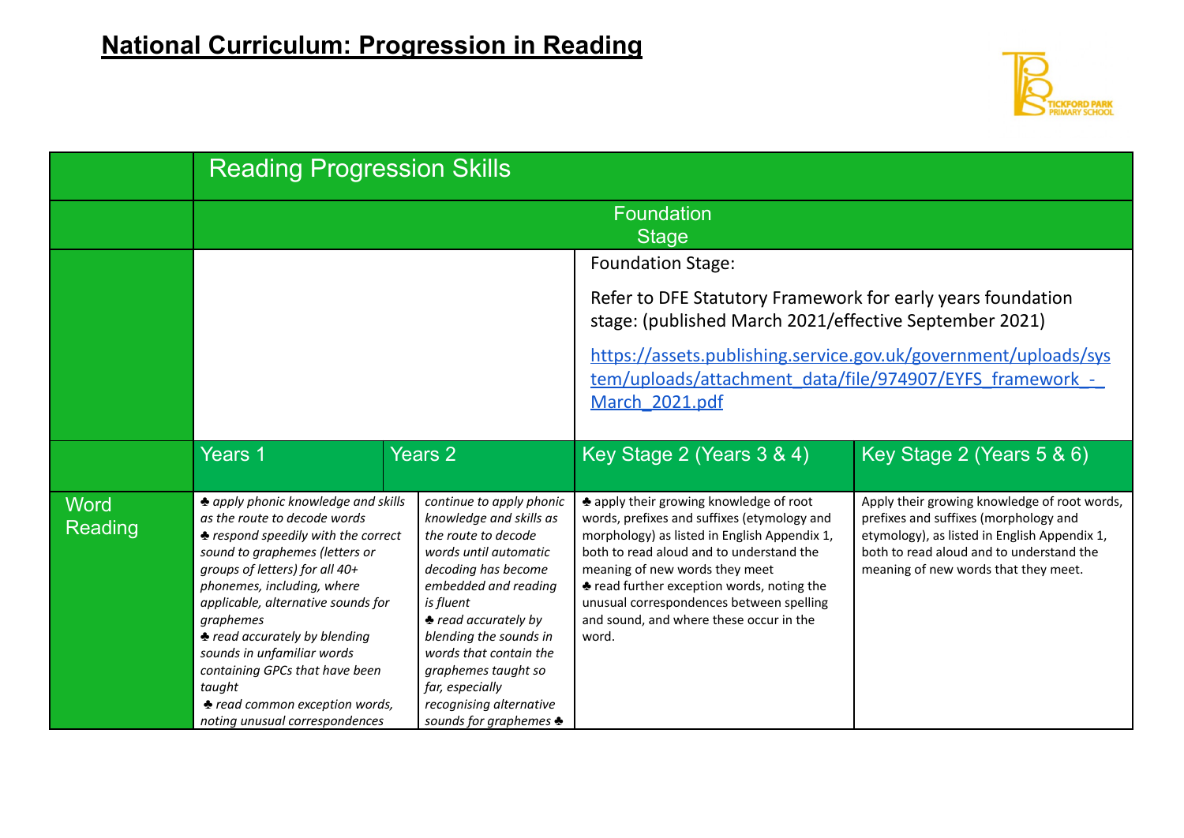# National Curriculum: Progression in Reading

| | Reading Progression Skills | | | |
|---|---|---|---|---|
| | Foundation Stage | | | |
| | | | Foundation Stage:<br><br>Refer to DFE Statutory Framework for early years foundation stage: (published March 2021/effective September 2021)<br><br>https://assets.publishing.service.gov.uk/government/uploads/system/uploads/attachment_data/file/974907/EYFS_framework_-_March_2021.pdf | |
| | Years 1 | Years 2 | Key Stage 2 (Years 3 & 4) | Key Stage 2 (Years 5 & 6) |
| Word Reading | ♣ *apply phonic knowledge and skills as the route to decode words*<br>♣ *respond speedily with the correct sound to graphemes (letters or groups of letters) for all 40+ phonemes, including, where applicable, alternative sounds for graphemes*<br>♣ *read accurately by blending sounds in unfamiliar words containing GPCs that have been taught*<br>♣ *read common exception words, noting unusual correspondences* | *continue to apply phonic knowledge and skills as the route to decode words until automatic decoding has become embedded and reading is fluent*<br>♣ *read accurately by blending the sounds in words that contain the graphemes taught so far, especially recognising alternative sounds for graphemes* ♣ | ♣ apply their growing knowledge of root words, prefixes and suffixes (etymology and morphology) as listed in English Appendix 1, both to read aloud and to understand the meaning of new words they meet<br>♣ read further exception words, noting the unusual correspondences between spelling and sound, and where these occur in the word. | Apply their growing knowledge of root words, prefixes and suffixes (morphology and etymology), as listed in English Appendix 1, both to read aloud and to understand the meaning of new words that they meet. |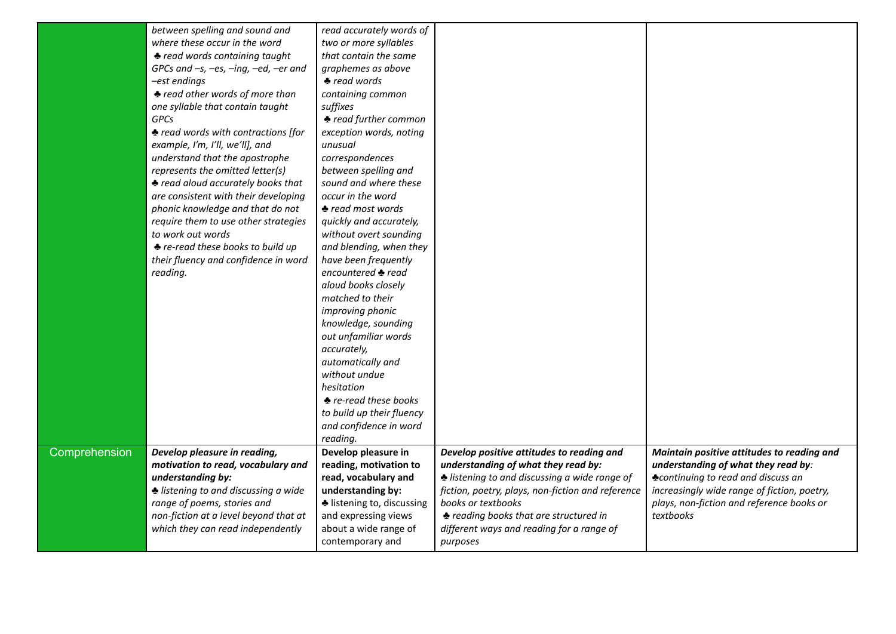| | | | | |
|---|---|---|---|---|
| | *between spelling and sound and where these occur in the word*<br>♣ *read words containing taught GPCs and –s, –es, –ing, –ed, –er and –est endings*<br>♣ *read other words of more than one syllable that contain taught GPCs*<br>♣ *read words with contractions [for example, I'm, I'll, we'll], and understand that the apostrophe represents the omitted letter(s)*<br>♣ *read aloud accurately books that are consistent with their developing phonic knowledge and that do not require them to use other strategies to work out words*<br>♣ *re-read these books to build up their fluency and confidence in word reading.* | *read accurately words of two or more syllables that contain the same graphemes as above*<br>♣ *read words containing common suffixes*<br>♣ *read further common exception words, noting unusual correspondences between spelling and sound and where these occur in the word*<br>♣ *read most words quickly and accurately, without overt sounding and blending, when they have been frequently encountered* ♣ *read aloud books closely matched to their improving phonic knowledge, sounding out unfamiliar words accurately, automatically and without undue hesitation*<br>♣ *re-read these books to build up their fluency and confidence in word reading.* | | |
| Comprehension | ***Develop pleasure in reading, motivation to read, vocabulary and understanding by:***<br>♣ *listening to and discussing a wide range of poems, stories and non-fiction at a level beyond that at which they can read independently* | **Develop pleasure in reading, motivation to read, vocabulary and understanding by:**<br>♣ listening to, discussing and expressing views about a wide range of contemporary and | ***Develop positive attitudes to reading and understanding of what they read by:***<br>♣ *listening to and discussing a wide range of fiction, poetry, plays, non-fiction and reference books or textbooks*<br>♣ *reading books that are structured in different ways and reading for a range of purposes* | ***Maintain positive attitudes to reading and understanding of what they read by:***<br>♣*continuing to read and discuss an increasingly wide range of fiction, poetry, plays, non-fiction and reference books or textbooks* |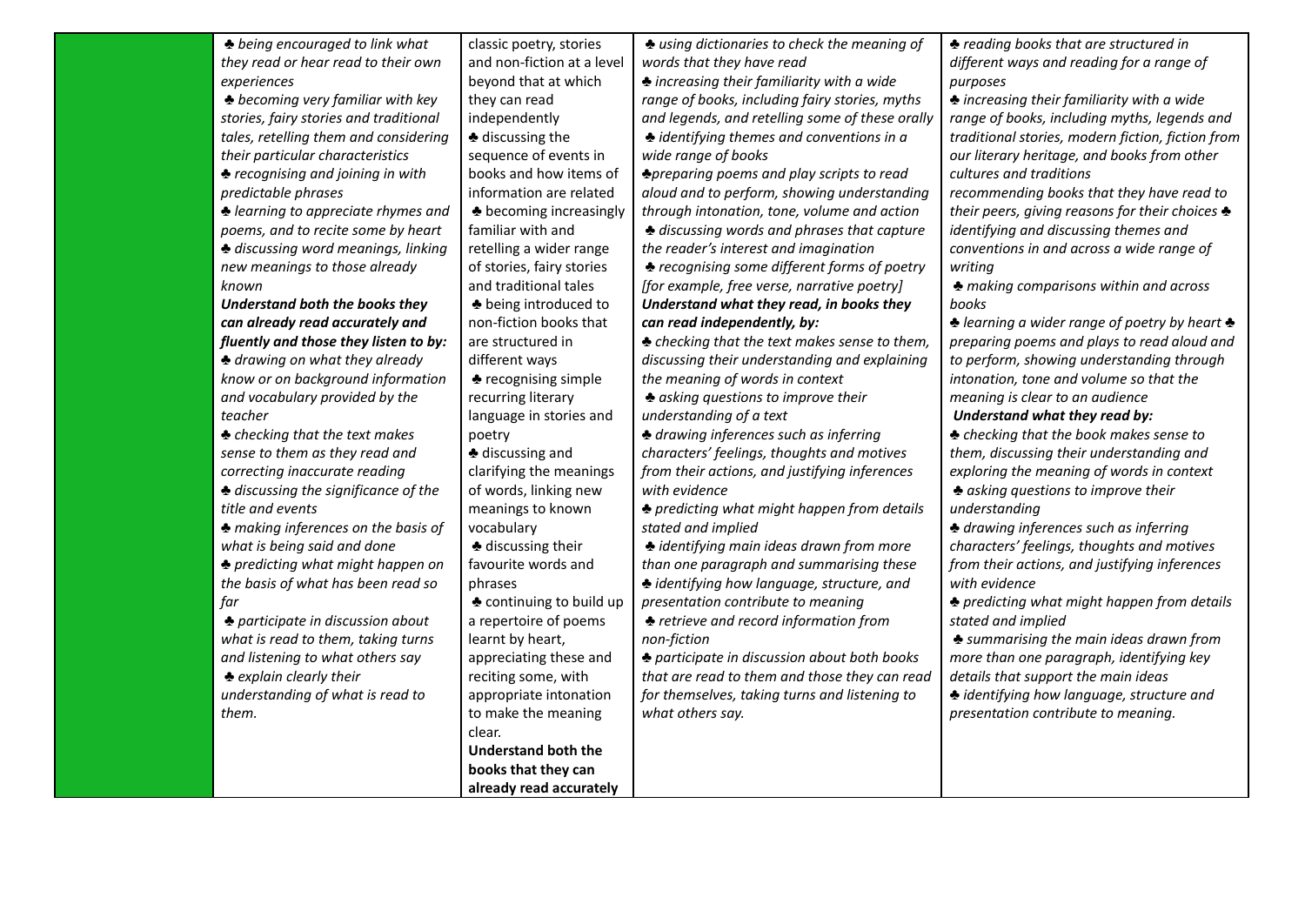| | | | | |
|---|---|---|---|---|
| | ♣ *being encouraged to link what they read or hear read to their own experiences*<br>♣ *becoming very familiar with key stories, fairy stories and traditional tales, retelling them and considering their particular characteristics*<br>♣ *recognising and joining in with predictable phrases*<br>♣ *learning to appreciate rhymes and poems, and to recite some by heart*<br>♣ *discussing word meanings, linking new meanings to those already known*<br>***Understand both the books they can already read accurately and fluently and those they listen to by:***<br>♣ *drawing on what they already know or on background information and vocabulary provided by the teacher*<br>♣ *checking that the text makes sense to them as they read and correcting inaccurate reading*<br>♣ *discussing the significance of the title and events*<br>♣ *making inferences on the basis of what is being said and done*<br>♣ *predicting what might happen on the basis of what has been read so far*<br>♣ *participate in discussion about what is read to them, taking turns and listening to what others say*<br>♣ *explain clearly their understanding of what is read to them.* | classic poetry, stories and non-fiction at a level beyond that at which they can read independently<br>♣ discussing the sequence of events in books and how items of information are related<br>♣ becoming increasingly familiar with and retelling a wider range of stories, fairy stories and traditional tales<br>♣ being introduced to non-fiction books that are structured in different ways<br>♣ recognising simple recurring literary language in stories and poetry<br>♣ discussing and clarifying the meanings of words, linking new meanings to known vocabulary<br>♣ discussing their favourite words and phrases<br>♣ continuing to build up a repertoire of poems learnt by heart, appreciating these and reciting some, with appropriate intonation to make the meaning clear.<br>**Understand both the books that they can already read accurately** | ♣ *using dictionaries to check the meaning of words that they have read*<br>♣ *increasing their familiarity with a wide range of books, including fairy stories, myths and legends, and retelling some of these orally*<br>♣ *identifying themes and conventions in a wide range of books*<br>♣*preparing poems and play scripts to read aloud and to perform, showing understanding through intonation, tone, volume and action*<br>♣ *discussing words and phrases that capture the reader's interest and imagination*<br>♣ *recognising some different forms of poetry [for example, free verse, narrative poetry]*<br>***Understand what they read, in books they can read independently, by:***<br>♣ *checking that the text makes sense to them, discussing their understanding and explaining the meaning of words in context*<br>♣ *asking questions to improve their understanding of a text*<br>♣ *drawing inferences such as inferring characters' feelings, thoughts and motives from their actions, and justifying inferences with evidence*<br>♣ *predicting what might happen from details stated and implied*<br>♣ *identifying main ideas drawn from more than one paragraph and summarising these*<br>♣ *identifying how language, structure, and presentation contribute to meaning*<br>♣ *retrieve and record information from non-fiction*<br>♣ *participate in discussion about both books that are read to them and those they can read for themselves, taking turns and listening to what others say.* | ♣ *reading books that are structured in different ways and reading for a range of purposes*<br>♣ *increasing their familiarity with a wide range of books, including myths, legends and traditional stories, modern fiction, fiction from our literary heritage, and books from other cultures and traditions*<br>*recommending books that they have read to their peers, giving reasons for their choices* ♣ *identifying and discussing themes and conventions in and across a wide range of writing*<br>♣ *making comparisons within and across books*<br>♣ *learning a wider range of poetry by heart* ♣ *preparing poems and plays to read aloud and to perform, showing understanding through intonation, tone and volume so that the meaning is clear to an audience*<br>***Understand what they read by:***<br>♣ *checking that the book makes sense to them, discussing their understanding and exploring the meaning of words in context*<br>♣ *asking questions to improve their understanding*<br>♣ *drawing inferences such as inferring characters' feelings, thoughts and motives from their actions, and justifying inferences with evidence*<br>♣ *predicting what might happen from details stated and implied*<br>♣ *summarising the main ideas drawn from more than one paragraph, identifying key details that support the main ideas*<br>♣ *identifying how language, structure and presentation contribute to meaning.* |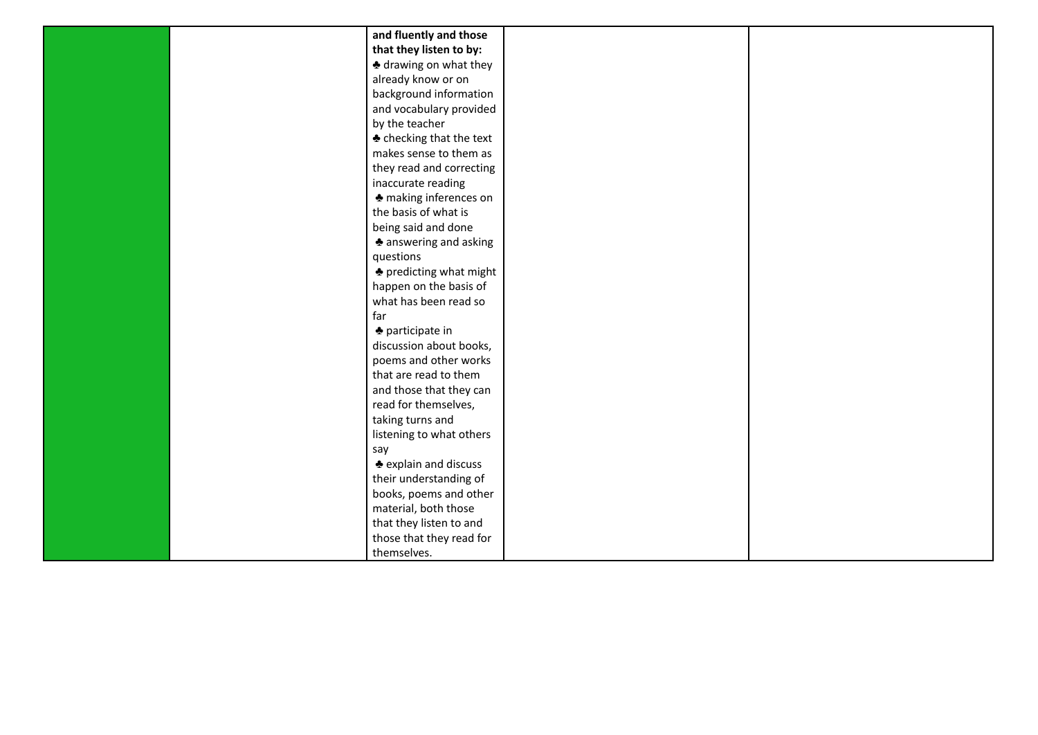| | | | | |
|---|---|---|---|---|
| | | **and fluently and those that they listen to by:**<br>♣ drawing on what they already know or on background information and vocabulary provided by the teacher<br>♣ checking that the text makes sense to them as they read and correcting inaccurate reading<br>♣ making inferences on the basis of what is being said and done<br>♣ answering and asking questions<br>♣ predicting what might happen on the basis of what has been read so far<br>♣ participate in discussion about books, poems and other works that are read to them and those that they can read for themselves, taking turns and listening to what others say<br>♣ explain and discuss their understanding of books, poems and other material, both those that they listen to and those that they read for themselves. | | |